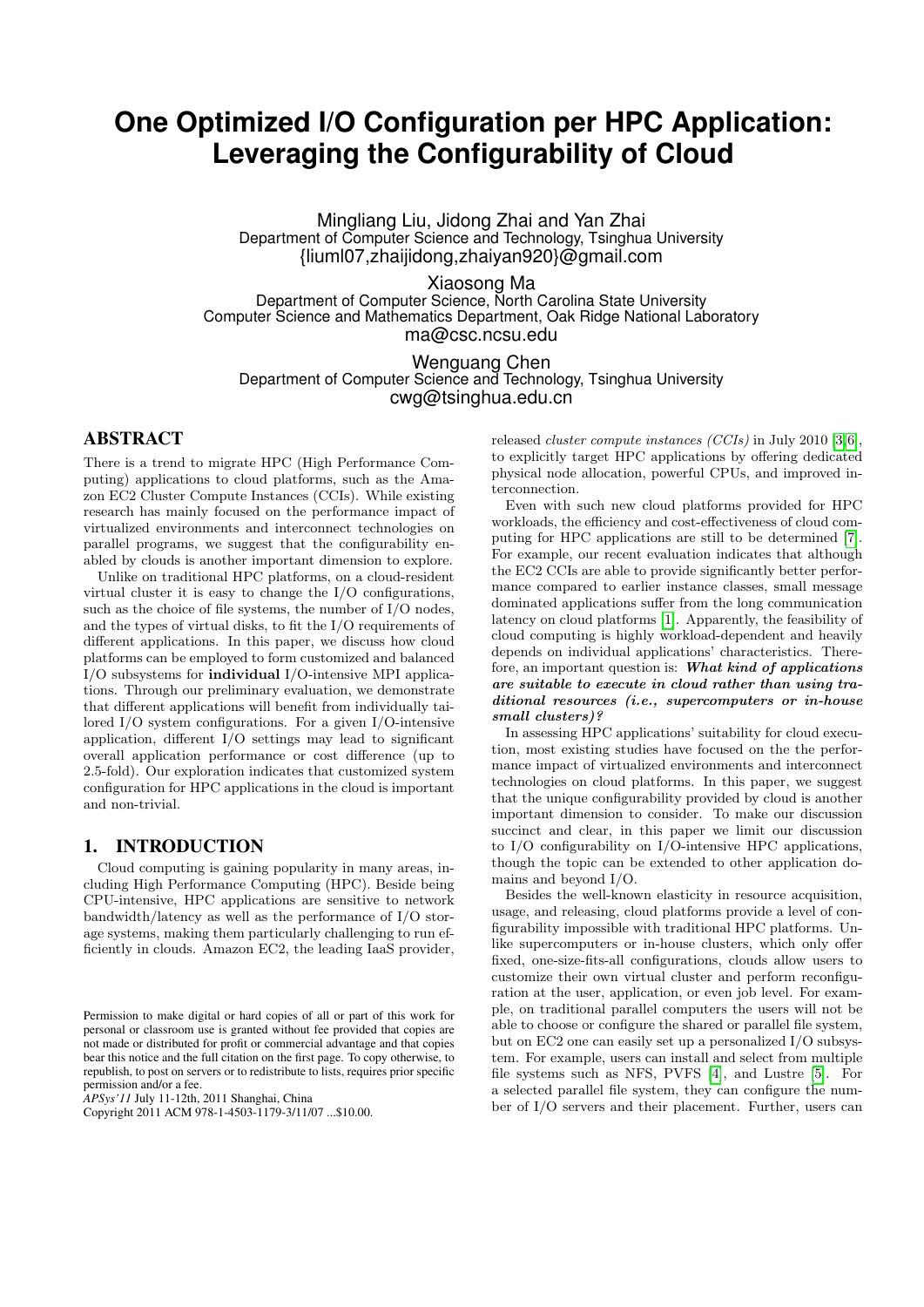# One Optimized I/O Configuration per HPC Application: Leveraging the Configurability of Cloud

Mingliang Liu, Jidong Zhai and Yan Zhai
Department of Computer Science and Technology, Tsinghua University
{liuml07,zhaijidong,zhaiyan920}@gmail.com

Xiaosong Ma
Department of Computer Science, North Carolina State University
Computer Science and Mathematics Department, Oak Ridge National Laboratory
ma@csc.ncsu.edu

Wenguang Chen
Department of Computer Science and Technology, Tsinghua University
cwg@tsinghua.edu.cn

## ABSTRACT

There is a trend to migrate HPC (High Performance Computing) applications to cloud platforms, such as the Amazon EC2 Cluster Compute Instances (CCIs). While existing research has mainly focused on the performance impact of virtualized environments and interconnect technologies on parallel programs, we suggest that the configurability enabled by clouds is another important dimension to explore.

Unlike on traditional HPC platforms, on a cloud-resident virtual cluster it is easy to change the I/O configurations, such as the choice of file systems, the number of I/O nodes, and the types of virtual disks, to fit the I/O requirements of different applications. In this paper, we discuss how cloud platforms can be employed to form customized and balanced I/O subsystems for **individual** I/O-intensive MPI applications. Through our preliminary evaluation, we demonstrate that different applications will benefit from individually tailored I/O system configurations. For a given I/O-intensive application, different I/O settings may lead to significant overall application performance or cost difference (up to 2.5-fold). Our exploration indicates that customized system configuration for HPC applications in the cloud is important and non-trivial.

## 1. INTRODUCTION

Cloud computing is gaining popularity in many areas, including High Performance Computing (HPC). Beside being CPU-intensive, HPC applications are sensitive to network bandwidth/latency as well as the performance of I/O storage systems, making them particularly challenging to run efficiently in clouds. Amazon EC2, the leading IaaS provider, released *cluster compute instances (CCIs)* in July 2010 [3,6], to explicitly target HPC applications by offering dedicated physical node allocation, powerful CPUs, and improved interconnection.

Even with such new cloud platforms provided for HPC workloads, the efficiency and cost-effectiveness of cloud computing for HPC applications are still to be determined [7]. For example, our recent evaluation indicates that although the EC2 CCIs are able to provide significantly better performance compared to earlier instance classes, small message dominated applications suffer from the long communication latency on cloud platforms [1]. Apparently, the feasibility of cloud computing is highly workload-dependent and heavily depends on individual applications' characteristics. Therefore, an important question is: ***What kind of applications are suitable to execute in cloud rather than using traditional resources (i.e., supercomputers or in-house small clusters)?***

In assessing HPC applications' suitability for cloud execution, most existing studies have focused on the the performance impact of virtualized environments and interconnect technologies on cloud platforms. In this paper, we suggest that the unique configurability provided by cloud is another important dimension to consider. To make our discussion succinct and clear, in this paper we limit our discussion to I/O configurability on I/O-intensive HPC applications, though the topic can be extended to other application domains and beyond I/O.

Besides the well-known elasticity in resource acquisition, usage, and releasing, cloud platforms provide a level of configurability impossible with traditional HPC platforms. Unlike supercomputers or in-house clusters, which only offer fixed, one-size-fits-all configurations, clouds allow users to customize their own virtual cluster and perform reconfiguration at the user, application, or even job level. For example, on traditional parallel computers the users will not be able to choose or configure the shared or parallel file system, but on EC2 one can easily set up a personalized I/O subsystem. For example, users can install and select from multiple file systems such as NFS, PVFS [4], and Lustre [5]. For a selected parallel file system, they can configure the number of I/O servers and their placement. Further, users can

Permission to make digital or hard copies of all or part of this work for personal or classroom use is granted without fee provided that copies are not made or distributed for profit or commercial advantage and that copies bear this notice and the full citation on the first page. To copy otherwise, to republish, to post on servers or to redistribute to lists, requires prior specific permission and/or a fee.
*APSys'11* July 11-12th, 2011 Shanghai, China
Copyright 2011 ACM 978-1-4503-1179-3/11/07 ...$10.00.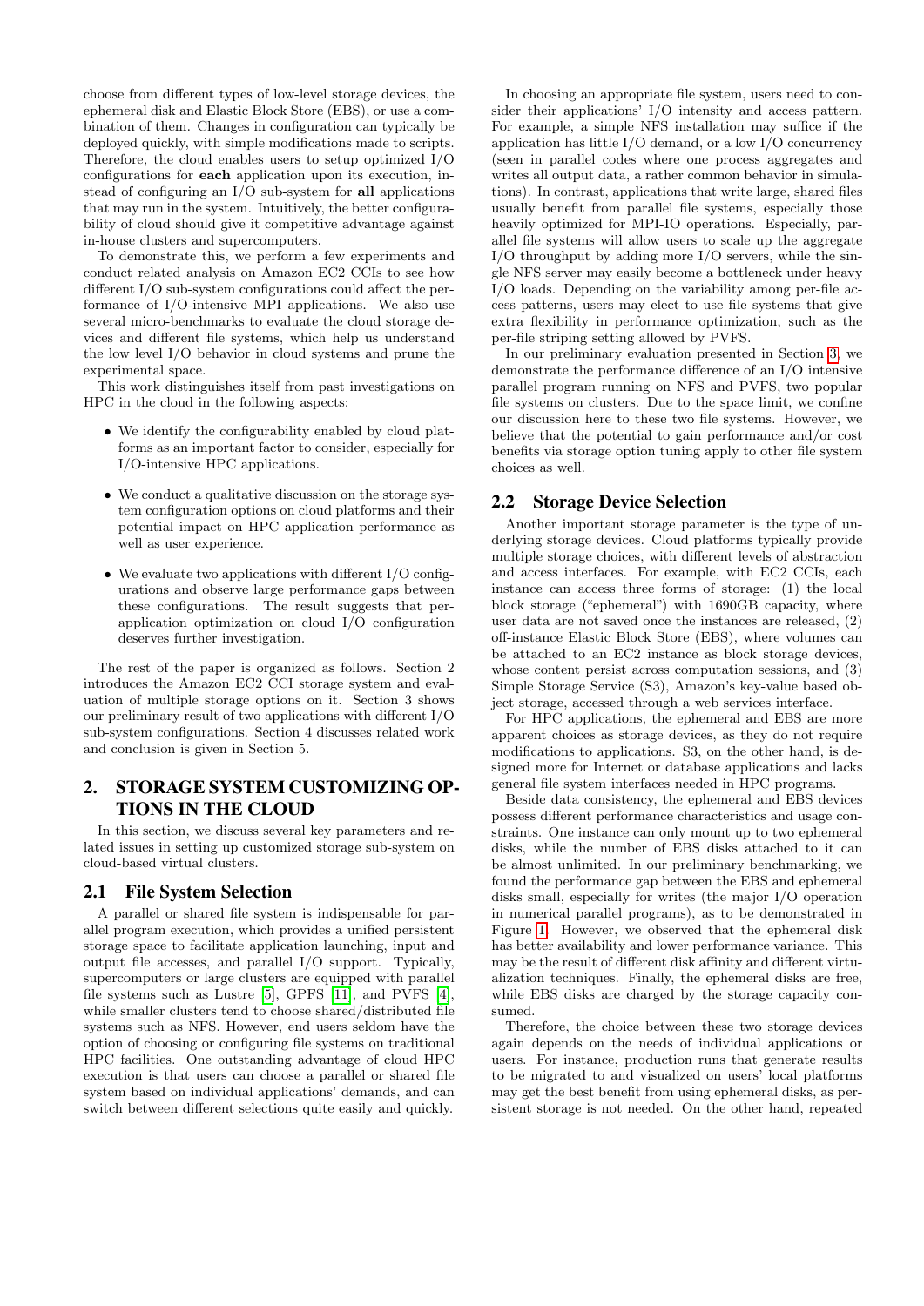choose from different types of low-level storage devices, the ephemeral disk and Elastic Block Store (EBS), or use a combination of them. Changes in configuration can typically be deployed quickly, with simple modifications made to scripts. Therefore, the cloud enables users to setup optimized I/O configurations for **each** application upon its execution, instead of configuring an I/O sub-system for **all** applications that may run in the system. Intuitively, the better configurability of cloud should give it competitive advantage against in-house clusters and supercomputers.

To demonstrate this, we perform a few experiments and conduct related analysis on Amazon EC2 CCIs to see how different I/O sub-system configurations could affect the performance of I/O-intensive MPI applications. We also use several micro-benchmarks to evaluate the cloud storage devices and different file systems, which help us understand the low level I/O behavior in cloud systems and prune the experimental space.

This work distinguishes itself from past investigations on HPC in the cloud in the following aspects:

- We identify the configurability enabled by cloud platforms as an important factor to consider, especially for I/O-intensive HPC applications.
- We conduct a qualitative discussion on the storage system configuration options on cloud platforms and their potential impact on HPC application performance as well as user experience.
- We evaluate two applications with different I/O configurations and observe large performance gaps between these configurations. The result suggests that per-application optimization on cloud I/O configuration deserves further investigation.

The rest of the paper is organized as follows. Section 2 introduces the Amazon EC2 CCI storage system and evaluation of multiple storage options on it. Section 3 shows our preliminary result of two applications with different I/O sub-system configurations. Section 4 discusses related work and conclusion is given in Section 5.

## 2. STORAGE SYSTEM CUSTOMIZING OPTIONS IN THE CLOUD

In this section, we discuss several key parameters and related issues in setting up customized storage sub-system on cloud-based virtual clusters.

### 2.1 File System Selection

A parallel or shared file system is indispensable for parallel program execution, which provides a unified persistent storage space to facilitate application launching, input and output file accesses, and parallel I/O support. Typically, supercomputers or large clusters are equipped with parallel file systems such as Lustre [5], GPFS [11], and PVFS [4], while smaller clusters tend to choose shared/distributed file systems such as NFS. However, end users seldom have the option of choosing or configuring file systems on traditional HPC facilities. One outstanding advantage of cloud HPC execution is that users can choose a parallel or shared file system based on individual applications' demands, and can switch between different selections quite easily and quickly.

In choosing an appropriate file system, users need to consider their applications' I/O intensity and access pattern. For example, a simple NFS installation may suffice if the application has little I/O demand, or a low I/O concurrency (seen in parallel codes where one process aggregates and writes all output data, a rather common behavior in simulations). In contrast, applications that write large, shared files usually benefit from parallel file systems, especially those heavily optimized for MPI-IO operations. Especially, parallel file systems will allow users to scale up the aggregate I/O throughput by adding more I/O servers, while the single NFS server may easily become a bottleneck under heavy I/O loads. Depending on the variability among per-file access patterns, users may elect to use file systems that give extra flexibility in performance optimization, such as the per-file striping setting allowed by PVFS.

In our preliminary evaluation presented in Section 3, we demonstrate the performance difference of an I/O intensive parallel program running on NFS and PVFS, two popular file systems on clusters. Due to the space limit, we confine our discussion here to these two file systems. However, we believe that the potential to gain performance and/or cost benefits via storage option tuning apply to other file system choices as well.

### 2.2 Storage Device Selection

Another important storage parameter is the type of underlying storage devices. Cloud platforms typically provide multiple storage choices, with different levels of abstraction and access interfaces. For example, with EC2 CCIs, each instance can access three forms of storage: (1) the local block storage ("ephemeral") with 1690GB capacity, where user data are not saved once the instances are released, (2) off-instance Elastic Block Store (EBS), where volumes can be attached to an EC2 instance as block storage devices, whose content persist across computation sessions, and (3) Simple Storage Service (S3), Amazon's key-value based object storage, accessed through a web services interface.

For HPC applications, the ephemeral and EBS are more apparent choices as storage devices, as they do not require modifications to applications. S3, on the other hand, is designed more for Internet or database applications and lacks general file system interfaces needed in HPC programs.

Beside data consistency, the ephemeral and EBS devices possess different performance characteristics and usage constraints. One instance can only mount up to two ephemeral disks, while the number of EBS disks attached to it can be almost unlimited. In our preliminary benchmarking, we found the performance gap between the EBS and ephemeral disks small, especially for writes (the major I/O operation in numerical parallel programs), as to be demonstrated in Figure 1. However, we observed that the ephemeral disk has better availability and lower performance variance. This may be the result of different disk affinity and different virtualization techniques. Finally, the ephemeral disks are free, while EBS disks are charged by the storage capacity consumed.

Therefore, the choice between these two storage devices again depends on the needs of individual applications or users. For instance, production runs that generate results to be migrated to and visualized on users' local platforms may get the best benefit from using ephemeral disks, as persistent storage is not needed. On the other hand, repeated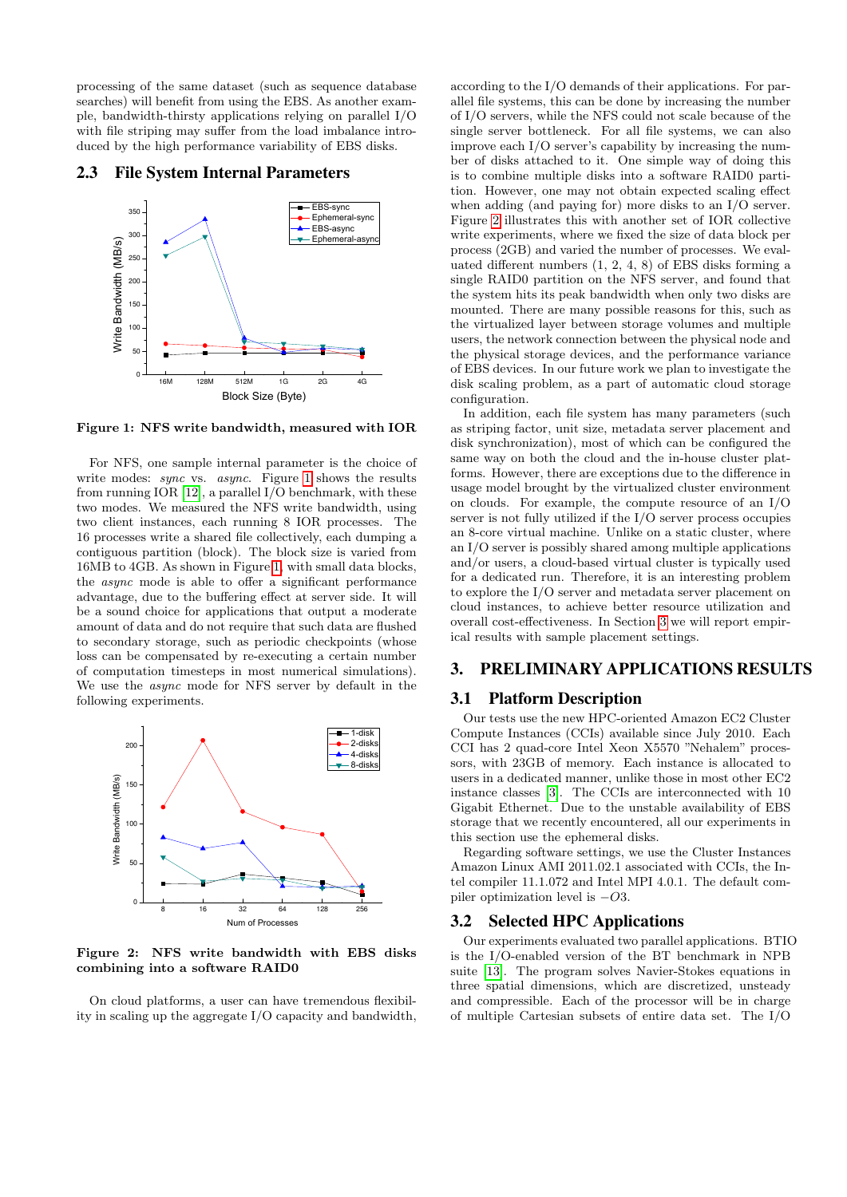processing of the same dataset (such as sequence database searches) will benefit from using the EBS. As another example, bandwidth-thirsty applications relying on parallel I/O with file striping may suffer from the load imbalance introduced by the high performance variability of EBS disks.

## 2.3 File System Internal Parameters

Figure 1: NFS write bandwidth, measured with IOR

For NFS, one sample internal parameter is the choice of write modes: *sync* vs. *async*. Figure 1 shows the results from running IOR [12], a parallel I/O benchmark, with these two modes. We measured the NFS write bandwidth, using two client instances, each running 8 IOR processes. The 16 processes write a shared file collectively, each dumping a contiguous partition (block). The block size is varied from 16MB to 4GB. As shown in Figure 1, with small data blocks, the *async* mode is able to offer a significant performance advantage, due to the buffering effect at server side. It will be a sound choice for applications that output a moderate amount of data and do not require that such data are flushed to secondary storage, such as periodic checkpoints (whose loss can be compensated by re-executing a certain number of computation timesteps in most numerical simulations). We use the *async* mode for NFS server by default in the following experiments.

Figure 2: NFS write bandwidth with EBS disks combining into a software RAID0

On cloud platforms, a user can have tremendous flexibility in scaling up the aggregate I/O capacity and bandwidth, according to the I/O demands of their applications. For parallel file systems, this can be done by increasing the number of I/O servers, while the NFS could not scale because of the single server bottleneck. For all file systems, we can also improve each I/O server's capability by increasing the number of disks attached to it. One simple way of doing this is to combine multiple disks into a software RAID0 partition. However, one may not obtain expected scaling effect when adding (and paying for) more disks to an I/O server. Figure 2 illustrates this with another set of IOR collective write experiments, where we fixed the size of data block per process (2GB) and varied the number of processes. We evaluated different numbers (1, 2, 4, 8) of EBS disks forming a single RAID0 partition on the NFS server, and found that the system hits its peak bandwidth when only two disks are mounted. There are many possible reasons for this, such as the virtualized layer between storage volumes and multiple users, the network connection between the physical node and the physical storage devices, and the performance variance of EBS devices. In our future work we plan to investigate the disk scaling problem, as a part of automatic cloud storage configuration.

In addition, each file system has many parameters (such as striping factor, unit size, metadata server placement and disk synchronization), most of which can be configured the same way on both the cloud and the in-house cluster platforms. However, there are exceptions due to the difference in usage model brought by the virtualized cluster environment on clouds. For example, the compute resource of an I/O server is not fully utilized if the I/O server process occupies an 8-core virtual machine. Unlike on a static cluster, where an I/O server is possibly shared among multiple applications and/or users, a cloud-based virtual cluster is typically used for a dedicated run. Therefore, it is an interesting problem to explore the I/O server and metadata server placement on cloud instances, to achieve better resource utilization and overall cost-effectiveness. In Section 3 we will report empirical results with sample placement settings.

# 3. PRELIMINARY APPLICATIONS RESULTS

## 3.1 Platform Description

Our tests use the new HPC-oriented Amazon EC2 Cluster Compute Instances (CCIs) available since July 2010. Each CCI has 2 quad-core Intel Xeon X5570 "Nehalem" processors, with 23GB of memory. Each instance is allocated to users in a dedicated manner, unlike those in most other EC2 instance classes [3]. The CCIs are interconnected with 10 Gigabit Ethernet. Due to the unstable availability of EBS storage that we recently encountered, all our experiments in this section use the ephemeral disks.

Regarding software settings, we use the Cluster Instances Amazon Linux AMI 2011.02.1 associated with CCIs, the Intel compiler 11.1.072 and Intel MPI 4.0.1. The default compiler optimization level is $-O3$.

## 3.2 Selected HPC Applications

Our experiments evaluated two parallel applications. BTIO is the I/O-enabled version of the BT benchmark in NPB suite [13]. The program solves Navier-Stokes equations in three spatial dimensions, which are discretized, unsteady and compressible. Each of the processor will be in charge of multiple Cartesian subsets of entire data set. The I/O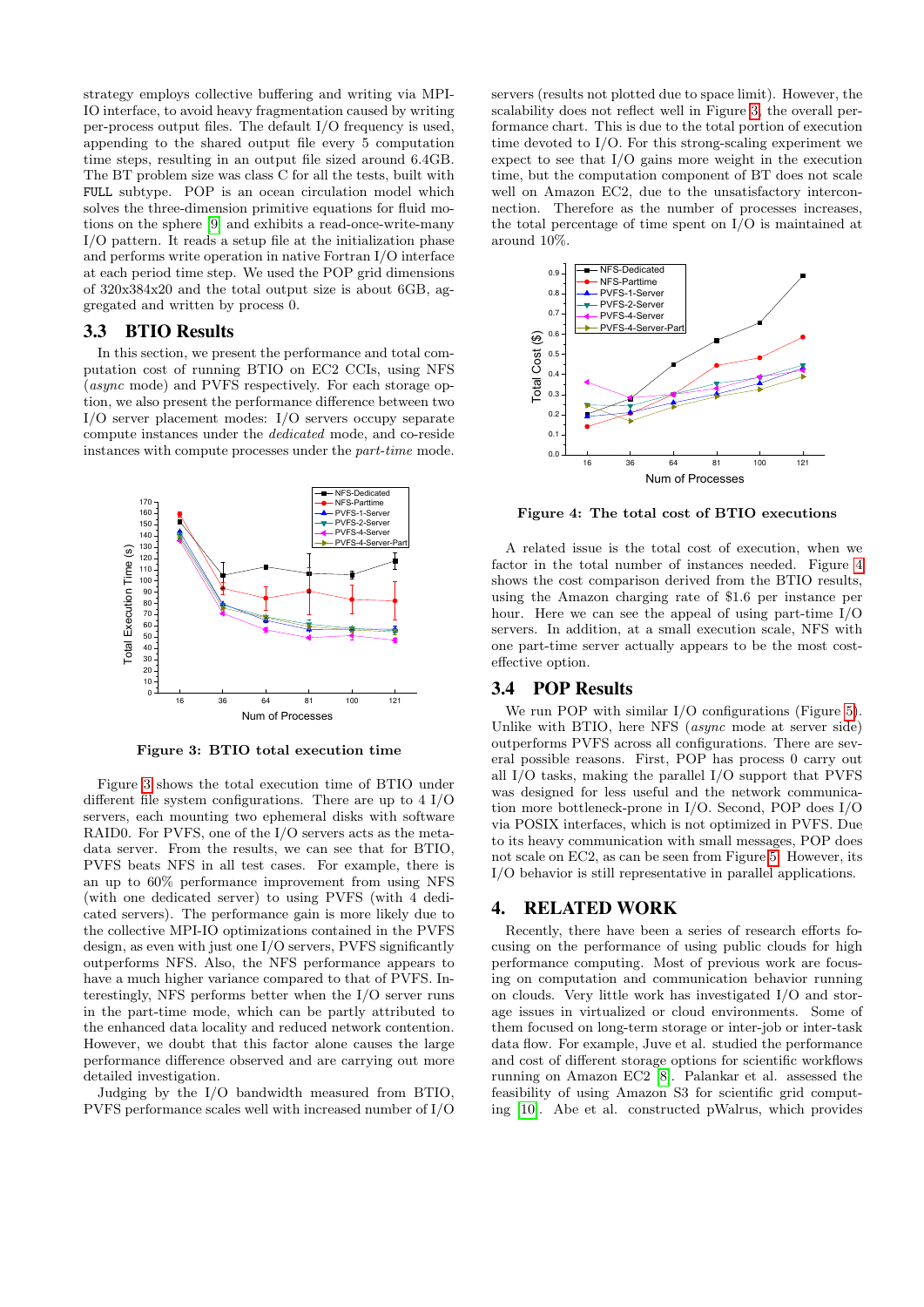strategy employs collective buffering and writing via MPI-IO interface, to avoid heavy fragmentation caused by writing per-process output files. The default I/O frequency is used, appending to the shared output file every 5 computation time steps, resulting in an output file sized around 6.4GB. The BT problem size was class C for all the tests, built with FULL subtype. POP is an ocean circulation model which solves the three-dimension primitive equations for fluid motions on the sphere [9] and exhibits a read-once-write-many I/O pattern. It reads a setup file at the initialization phase and performs write operation in native Fortran I/O interface at each period time step. We used the POP grid dimensions of 320x384x20 and the total output size is about 6GB, aggregated and written by process 0.

## 3.3 BTIO Results

In this section, we present the performance and total computation cost of running BTIO on EC2 CCIs, using NFS (*async* mode) and PVFS respectively. For each storage option, we also present the performance difference between two I/O server placement modes: I/O servers occupy separate compute instances under the *dedicated* mode, and co-reside instances with compute processes under the *part-time* mode.

**Figure 3: BTIO total execution time**

Figure 3 shows the total execution time of BTIO under different file system configurations. There are up to 4 I/O servers, each mounting two ephemeral disks with software RAID0. For PVFS, one of the I/O servers acts as the metadata server. From the results, we can see that for BTIO, PVFS beats NFS in all test cases. For example, there is an up to 60% performance improvement from using NFS (with one dedicated server) to using PVFS (with 4 dedicated servers). The performance gain is more likely due to the collective MPI-IO optimizations contained in the PVFS design, as even with just one I/O servers, PVFS significantly outperforms NFS. Also, the NFS performance appears to have a much higher variance compared to that of PVFS. Interestingly, NFS performs better when the I/O server runs in the part-time mode, which can be partly attributed to the enhanced data locality and reduced network contention. However, we doubt that this factor alone causes the large performance difference observed and are carrying out more detailed investigation.

Judging by the I/O bandwidth measured from BTIO, PVFS performance scales well with increased number of I/O servers (results not plotted due to space limit). However, the scalability does not reflect well in Figure 3, the overall performance chart. This is due to the total portion of execution time devoted to I/O. For this strong-scaling experiment we expect to see that I/O gains more weight in the execution time, but the computation component of BT does not scale well on Amazon EC2, due to the unsatisfactory interconnection. Therefore as the number of processes increases, the total percentage of time spent on I/O is maintained at around 10%.

**Figure 4: The total cost of BTIO executions**

A related issue is the total cost of execution, when we factor in the total number of instances needed. Figure 4 shows the cost comparison derived from the BTIO results, using the Amazon charging rate of $1.6 per instance per hour. Here we can see the appeal of using part-time I/O servers. In addition, at a small execution scale, NFS with one part-time server actually appears to be the most cost-effective option.

## 3.4 POP Results

We run POP with similar I/O configurations (Figure 5). Unlike with BTIO, here NFS (*async* mode at server side) outperforms PVFS across all configurations. There are several possible reasons. First, POP has process 0 carry out all I/O tasks, making the parallel I/O support that PVFS was designed for less useful and the network communication more bottleneck-prone in I/O. Second, POP does I/O via POSIX interfaces, which is not optimized in PVFS. Due to its heavy communication with small messages, POP does not scale on EC2, as can be seen from Figure 5. However, its I/O behavior is still representative in parallel applications.

# 4. RELATED WORK

Recently, there have been a series of research efforts focusing on the performance of using public clouds for high performance computing. Most of previous work are focusing on computation and communication behavior running on clouds. Very little work has investigated I/O and storage issues in virtualized or cloud environments. Some of them focused on long-term storage or inter-job or inter-task data flow. For example, Juve et al. studied the performance and cost of different storage options for scientific workflows running on Amazon EC2 [8]. Palankar et al. assessed the feasibility of using Amazon S3 for scientific grid computing [10]. Abe et al. constructed pWalrus, which provides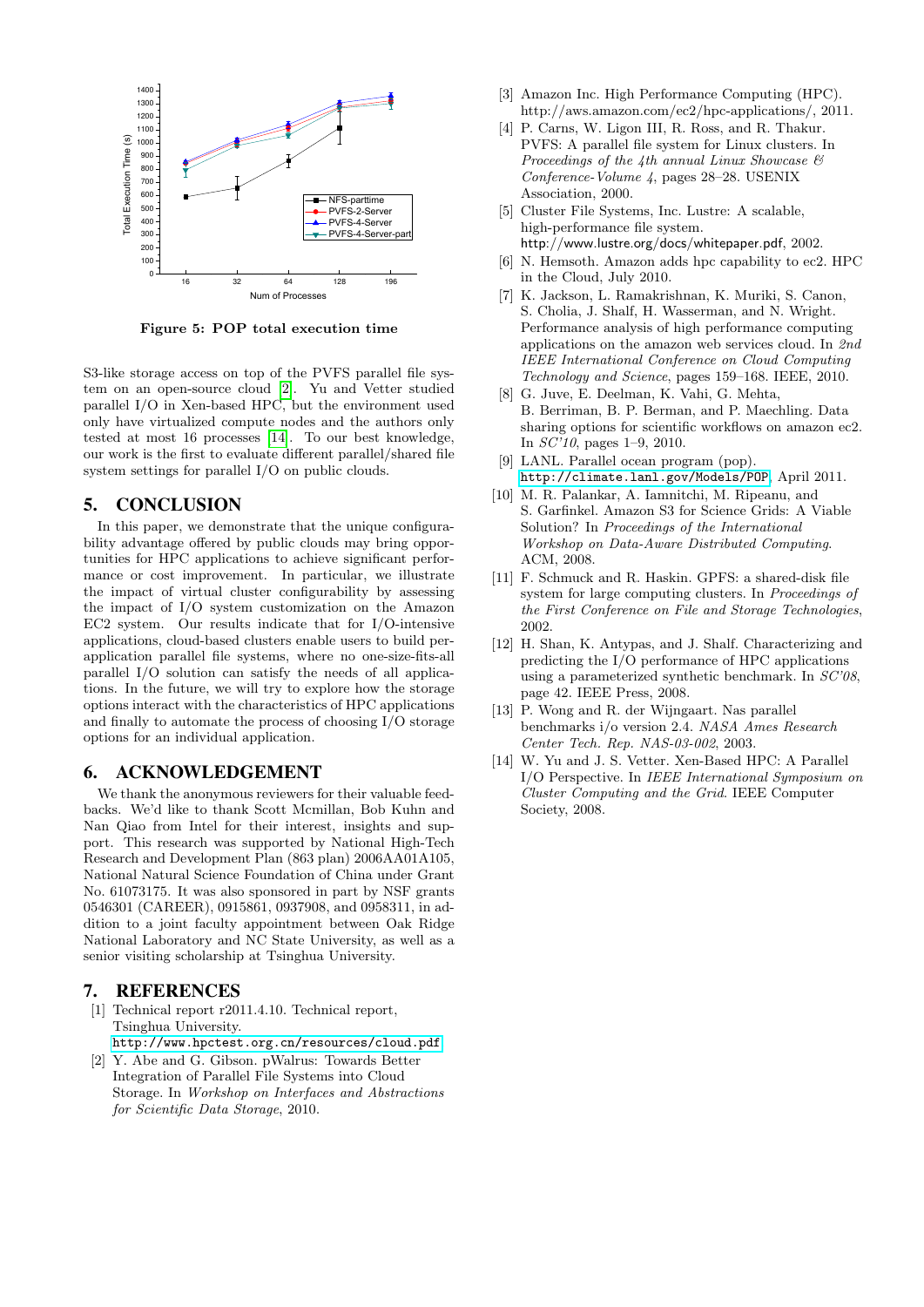1400
1300
1200
1100
1000
900
800
700
600
500
400
300
200
100
0

Total Execution Time (s)

16 32 64 128 196

Num of Processes

NFS-parttime
PVFS-2-Server
PVFS-4-Server
PVFS-4-Server-part

**Figure 5: POP total execution time**

S3-like storage access on top of the PVFS parallel file system on an open-source cloud [2]. Yu and Vetter studied parallel I/O in Xen-based HPC, but the environment used only have virtualized compute nodes and the authors only tested at most 16 processes [14]. To our best knowledge, our work is the first to evaluate different parallel/shared file system settings for parallel I/O on public clouds.

## 5. CONCLUSION

In this paper, we demonstrate that the unique configurability advantage offered by public clouds may bring opportunities for HPC applications to achieve significant performance or cost improvement. In particular, we illustrate the impact of virtual cluster configurability by assessing the impact of I/O system customization on the Amazon EC2 system. Our results indicate that for I/O-intensive applications, cloud-based clusters enable users to build per-application parallel file systems, where no one-size-fits-all parallel I/O solution can satisfy the needs of all applications. In the future, we will try to explore how the storage options interact with the characteristics of HPC applications and finally to automate the process of choosing I/O storage options for an individual application.

## 6. ACKNOWLEDGEMENT

We thank the anonymous reviewers for their valuable feedbacks. We'd like to thank Scott Mcmillan, Bob Kuhn and Nan Qiao from Intel for their interest, insights and support. This research was supported by National High-Tech Research and Development Plan (863 plan) 2006AA01A105, National Natural Science Foundation of China under Grant No. 61073175. It was also sponsored in part by NSF grants 0546301 (CAREER), 0915861, 0937908, and 0958311, in addition to a joint faculty appointment between Oak Ridge National Laboratory and NC State University, as well as a senior visiting scholarship at Tsinghua University.

## 7. REFERENCES

[1] Technical report r2011.4.10. Technical report, Tsinghua University. http://www.hpctest.org.cn/resources/cloud.pdf.

[2] Y. Abe and G. Gibson. pWalrus: Towards Better Integration of Parallel File Systems into Cloud Storage. In *Workshop on Interfaces and Abstractions for Scientific Data Storage*, 2010.

[3] Amazon Inc. High Performance Computing (HPC). http://aws.amazon.com/ec2/hpc-applications/, 2011.

[4] P. Carns, W. Ligon III, R. Ross, and R. Thakur. PVFS: A parallel file system for Linux clusters. In *Proceedings of the 4th annual Linux Showcase & Conference-Volume 4*, pages 28–28. USENIX Association, 2000.

[5] Cluster File Systems, Inc. Lustre: A scalable, high-performance file system. http://www.lustre.org/docs/whitepaper.pdf, 2002.

[6] N. Hemsoth. Amazon adds hpc capability to ec2. HPC in the Cloud, July 2010.

[7] K. Jackson, L. Ramakrishnan, K. Muriki, S. Canon, S. Cholia, J. Shalf, H. Wasserman, and N. Wright. Performance analysis of high performance computing applications on the amazon web services cloud. In *2nd IEEE International Conference on Cloud Computing Technology and Science*, pages 159–168. IEEE, 2010.

[8] G. Juve, E. Deelman, K. Vahi, G. Mehta, B. Berriman, B. P. Berman, and P. Maechling. Data sharing options for scientific workflows on amazon ec2. In *SC'10*, pages 1–9, 2010.

[9] LANL. Parallel ocean program (pop). http://climate.lanl.gov/Models/POP, April 2011.

[10] M. R. Palankar, A. Iamnitchi, M. Ripeanu, and S. Garfinkel. Amazon S3 for Science Grids: A Viable Solution? In *Proceedings of the International Workshop on Data-Aware Distributed Computing*. ACM, 2008.

[11] F. Schmuck and R. Haskin. GPFS: a shared-disk file system for large computing clusters. In *Proceedings of the First Conference on File and Storage Technologies*, 2002.

[12] H. Shan, K. Antypas, and J. Shalf. Characterizing and predicting the I/O performance of HPC applications using a parameterized synthetic benchmark. In *SC'08*, page 42. IEEE Press, 2008.

[13] P. Wong and R. der Wijngaart. Nas parallel benchmarks i/o version 2.4. *NASA Ames Research Center Tech. Rep. NAS-03-002*, 2003.

[14] W. Yu and J. S. Vetter. Xen-Based HPC: A Parallel I/O Perspective. In *IEEE International Symposium on Cluster Computing and the Grid*. IEEE Computer Society, 2008.